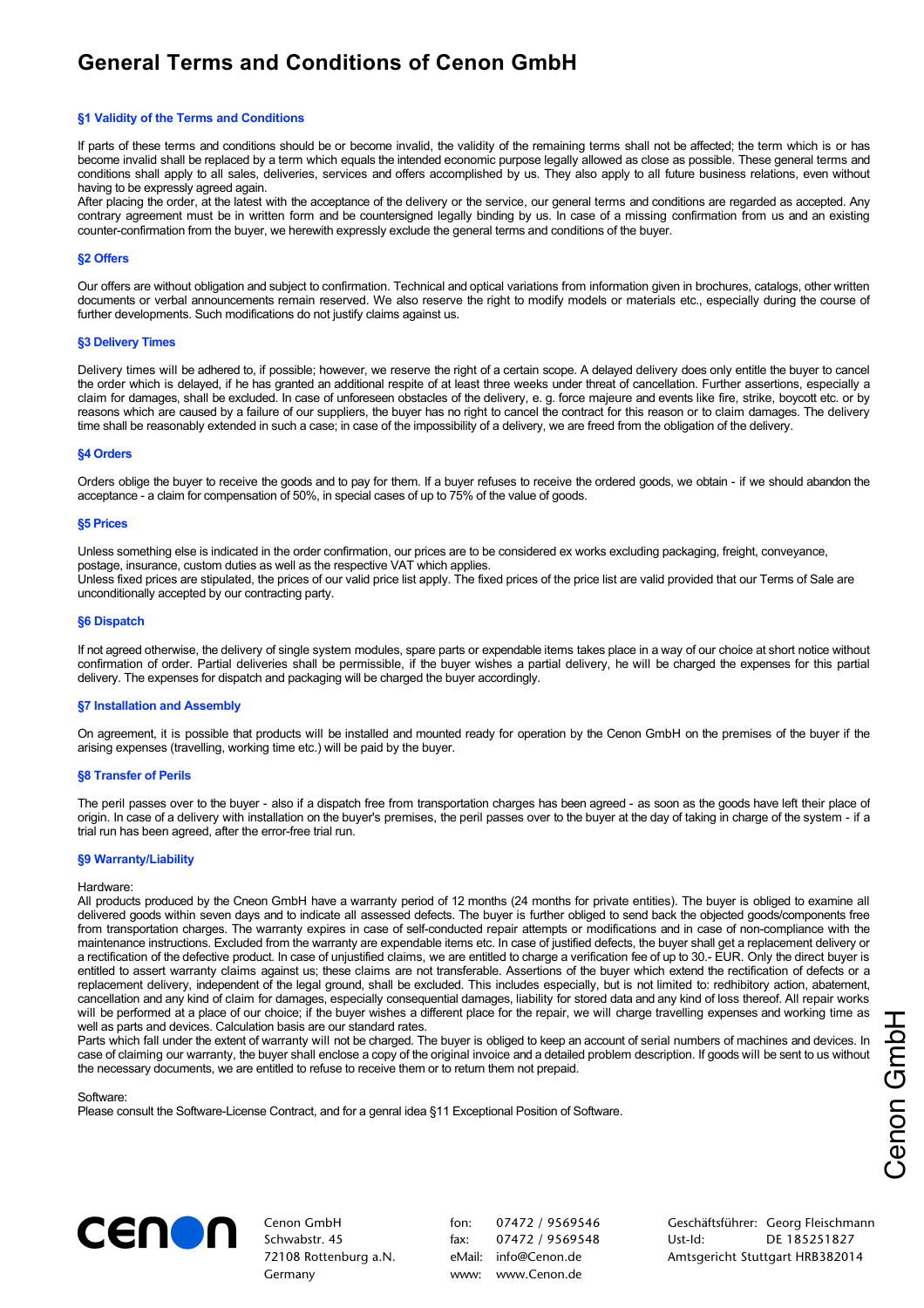# General Terms and Conditions of Cenon GmbH

### §1 Validity of the Terms and Conditions

If parts of these terms and conditions should be or become invalid, the validity of the remaining terms shall not be affected; the term which is or has become invalid shall be replaced by a term which equals the intended economic purpose legally allowed as close as possible. These general terms and conditions shall apply to all sales, deliveries, services and offers accomplished by us. They also apply to all future business relations, even without having to be expressly agreed again.
After placing the order, at the latest with the acceptance of the delivery or the service, our general terms and conditions are regarded as accepted. Any contrary agreement must be in written form and be countersigned legally binding by us. In case of a missing confirmation from us and an existing counter-confirmation from the buyer, we herewith expressly exclude the general terms and conditions of the buyer.

### §2 Offers

Our offers are without obligation and subject to confirmation. Technical and optical variations from information given in brochures, catalogs, other written documents or verbal announcements remain reserved. We also reserve the right to modify models or materials etc., especially during the course of further developments. Such modifications do not justify claims against us.

### §3 Delivery Times

Delivery times will be adhered to, if possible; however, we reserve the right of a certain scope. A delayed delivery does only entitle the buyer to cancel the order which is delayed, if he has granted an additional respite of at least three weeks under threat of cancellation. Further assertions, especially a claim for damages, shall be excluded. In case of unforeseen obstacles of the delivery, e. g. force majeure and events like fire, strike, boycott etc. or by reasons which are caused by a failure of our suppliers, the buyer has no right to cancel the contract for this reason or to claim damages. The delivery time shall be reasonably extended in such a case; in case of the impossibility of a delivery, we are freed from the obligation of the delivery.

### §4 Orders

Orders oblige the buyer to receive the goods and to pay for them. If a buyer refuses to receive the ordered goods, we obtain - if we should abandon the acceptance - a claim for compensation of 50%, in special cases of up to 75% of the value of goods.

### §5 Prices

Unless something else is indicated in the order confirmation, our prices are to be considered ex works excluding packaging, freight, conveyance, postage, insurance, custom duties as well as the respective VAT which applies.
Unless fixed prices are stipulated, the prices of our valid price list apply. The fixed prices of the price list are valid provided that our Terms of Sale are unconditionally accepted by our contracting party.

### §6 Dispatch

If not agreed otherwise, the delivery of single system modules, spare parts or expendable items takes place in a way of our choice at short notice without confirmation of order. Partial deliveries shall be permissible, if the buyer wishes a partial delivery, he will be charged the expenses for this partial delivery. The expenses for dispatch and packaging will be charged the buyer accordingly.

### §7 Installation and Assembly

On agreement, it is possible that products will be installed and mounted ready for operation by the Cenon GmbH on the premises of the buyer if the arising expenses (travelling, working time etc.) will be paid by the buyer.

### §8 Transfer of Perils

The peril passes over to the buyer - also if a dispatch free from transportation charges has been agreed - as soon as the goods have left their place of origin. In case of a delivery with installation on the buyer's premises, the peril passes over to the buyer at the day of taking in charge of the system - if a trial run has been agreed, after the error-free trial run.

### §9 Warranty/Liability

Hardware:
All products produced by the Cneon GmbH have a warranty period of 12 months (24 months for private entities). The buyer is obliged to examine all delivered goods within seven days and to indicate all assessed defects. The buyer is further obliged to send back the objected goods/components free from transportation charges. The warranty expires in case of self-conducted repair attempts or modifications and in case of non-compliance with the maintenance instructions. Excluded from the warranty are expendable items etc. In case of justified defects, the buyer shall get a replacement delivery or a rectification of the defective product. In case of unjustified claims, we are entitled to charge a verification fee of up to 30.- EUR. Only the direct buyer is entitled to assert warranty claims against us; these claims are not transferable. Assertions of the buyer which extend the rectification of defects or a replacement delivery, independent of the legal ground, shall be excluded. This includes especially, but is not limited to: redhibitory action, abatement, cancellation and any kind of claim for damages, especially consequential damages, liability for stored data and any kind of loss thereof. All repair works will be performed at a place of our choice; if the buyer wishes a different place for the repair, we will charge travelling expenses and working time as well as parts and devices. Calculation basis are our standard rates.
Parts which fall under the extent of warranty will not be charged. The buyer is obliged to keep an account of serial numbers of machines and devices. In case of claiming our warranty, the buyer shall enclose a copy of the original invoice and a detailed problem description. If goods will be sent to us without the necessary documents, we are entitled to refuse to receive them or to return them not prepaid.

Software:
Please consult the Software-License Contract, and for a genral idea §11 Exceptional Position of Software.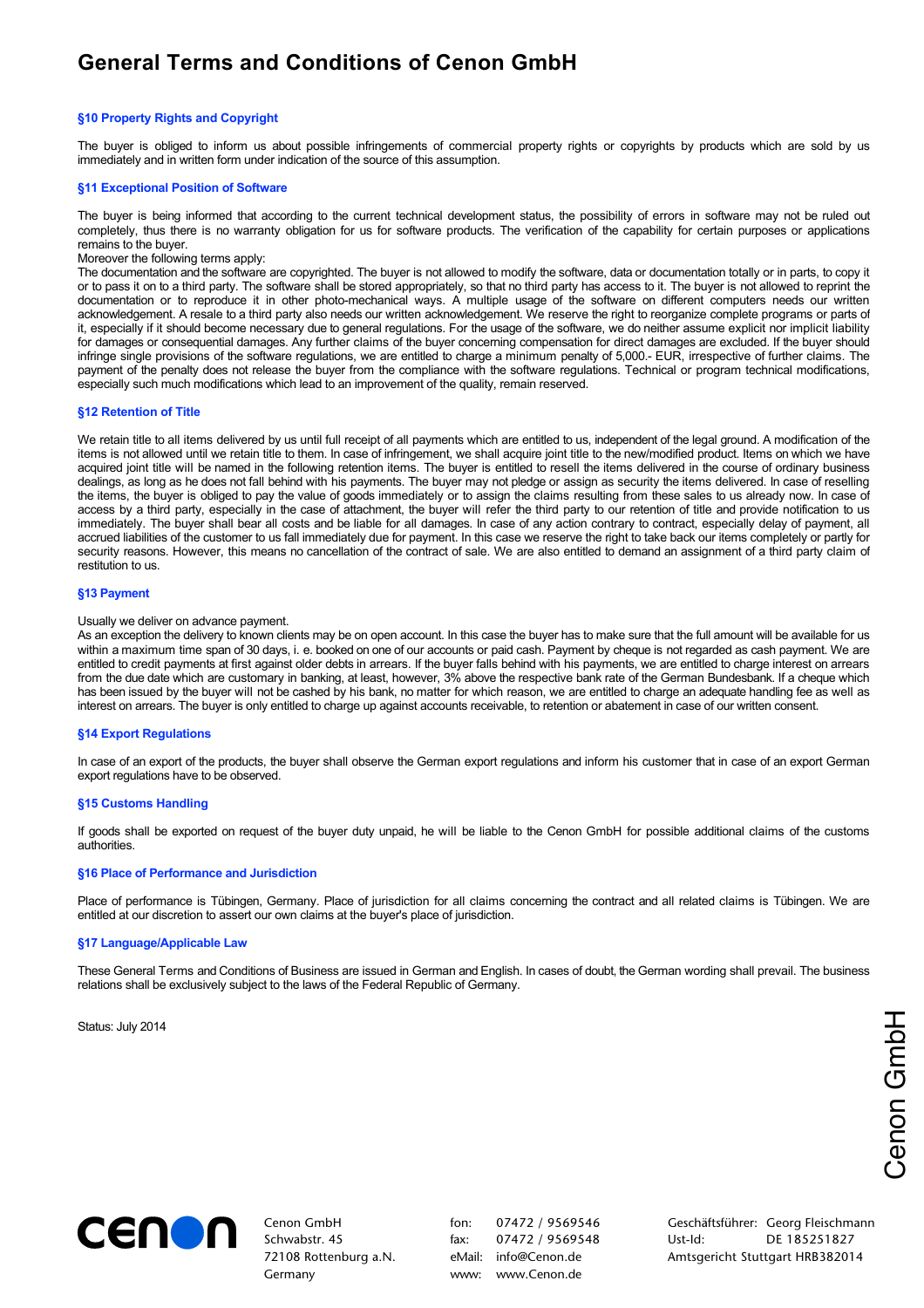# General Terms and Conditions of Cenon GmbH

### §10 Property Rights and Copyright

The buyer is obliged to inform us about possible infringements of commercial property rights or copyrights by products which are sold by us immediately and in written form under indication of the source of this assumption.

### §11 Exceptional Position of Software

The buyer is being informed that according to the current technical development status, the possibility of errors in software may not be ruled out completely, thus there is no warranty obligation for us for software products. The verification of the capability for certain purposes or applications remains to the buyer.
Moreover the following terms apply:
The documentation and the software are copyrighted. The buyer is not allowed to modify the software, data or documentation totally or in parts, to copy it or to pass it on to a third party. The software shall be stored appropriately, so that no third party has access to it. The buyer is not allowed to reprint the documentation or to reproduce it in other photo-mechanical ways. A multiple usage of the software on different computers needs our written acknowledgement. A resale to a third party also needs our written acknowledgement. We reserve the right to reorganize complete programs or parts of it, especially if it should become necessary due to general regulations. For the usage of the software, we do neither assume explicit nor implicit liability for damages or consequential damages. Any further claims of the buyer concerning compensation for direct damages are excluded. If the buyer should infringe single provisions of the software regulations, we are entitled to charge a minimum penalty of 5,000.- EUR, irrespective of further claims. The payment of the penalty does not release the buyer from the compliance with the software regulations. Technical or program technical modifications, especially such much modifications which lead to an improvement of the quality, remain reserved.

### §12 Retention of Title

We retain title to all items delivered by us until full receipt of all payments which are entitled to us, independent of the legal ground. A modification of the items is not allowed until we retain title to them. In case of infringement, we shall acquire joint title to the new/modified product. Items on which we have acquired joint title will be named in the following retention items. The buyer is entitled to resell the items delivered in the course of ordinary business dealings, as long as he does not fall behind with his payments. The buyer may not pledge or assign as security the items delivered. In case of reselling the items, the buyer is obliged to pay the value of goods immediately or to assign the claims resulting from these sales to us already now. In case of access by a third party, especially in the case of attachment, the buyer will refer the third party to our retention of title and provide notification to us immediately. The buyer shall bear all costs and be liable for all damages. In case of any action contrary to contract, especially delay of payment, all accrued liabilities of the customer to us fall immediately due for payment. In this case we reserve the right to take back our items completely or partly for security reasons. However, this means no cancellation of the contract of sale. We are also entitled to demand an assignment of a third party claim of restitution to us.

### §13 Payment

Usually we deliver on advance payment.
As an exception the delivery to known clients may be on open account. In this case the buyer has to make sure that the full amount will be available for us within a maximum time span of 30 days, i. e. booked on one of our accounts or paid cash. Payment by cheque is not regarded as cash payment. We are entitled to credit payments at first against older debts in arrears. If the buyer falls behind with his payments, we are entitled to charge interest on arrears from the due date which are customary in banking, at least, however, 3% above the respective bank rate of the German Bundesbank. If a cheque which has been issued by the buyer will not be cashed by his bank, no matter for which reason, we are entitled to charge an adequate handling fee as well as interest on arrears. The buyer is only entitled to charge up against accounts receivable, to retention or abatement in case of our written consent.

### §14 Export Regulations

In case of an export of the products, the buyer shall observe the German export regulations and inform his customer that in case of an export German export regulations have to be observed.

### §15 Customs Handling

If goods shall be exported on request of the buyer duty unpaid, he will be liable to the Cenon GmbH for possible additional claims of the customs authorities.

### §16 Place of Performance and Jurisdiction

Place of performance is Tübingen, Germany. Place of jurisdiction for all claims concerning the contract and all related claims is Tübingen. We are entitled at our discretion to assert our own claims at the buyer's place of jurisdiction.

### §17 Language/Applicable Law

These General Terms and Conditions of Business are issued in German and English. In cases of doubt, the German wording shall prevail. The business relations shall be exclusively subject to the laws of the Federal Republic of Germany.

Status: July 2014

Cenon GmbH
Schwabstr. 45
72108 Rottenburg a.N.
Germany

fon: 07472 / 9569546
fax: 07472 / 9569548
eMail: info@Cenon.de
www: www.Cenon.de

Geschäftsführer: Georg Fleischmann
Ust-Id: DE 185251827
Amtsgericht Stuttgart HRB382014